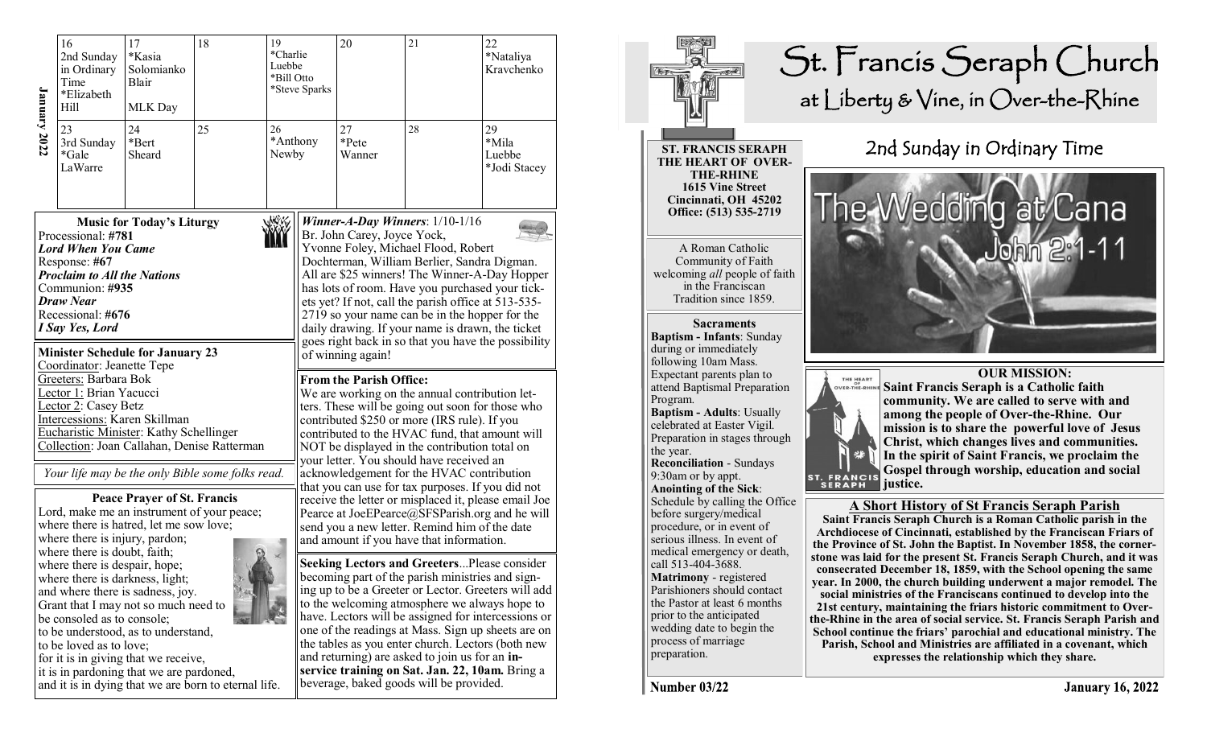**January 2022**

| 16 | 17 | 18 | 19 | 20 | 21 | 22 |
|---|---|---|---|---|---|---|
| 2nd Sunday in Ordinary Time *Elizabeth Hill | *Kasia Solomianko Blair MLK Day | | *Charlie Luebbe *Bill Otto *Steve Sparks | | | *Nataliya Kravchenko |
| 23 | 24 | 25 | 26 | 27 | 28 | 29 |
| 3rd Sunday *Gale LaWarre | *Bert Sheard | | *Anthony Newby | *Pete Wanner | | *Mila Luebbe *Jodi Stacey |

### Music for Today's Liturgy

Processional: **#781**
***Lord When You Came***
Response: **#67**
***Proclaim to All the Nations***
Communion: **#935**
***Draw Near***
Recessional: **#676**
***I Say Yes, Lord***

### Minister Schedule for January 23

Coordinator: Jeanette Tepe
Greeters: Barbara Bok
Lector 1: Brian Yacucci
Lector 2: Casey Betz
Intercessions: Karen Skillman
Eucharistic Minister: Kathy Schellinger
Collection: Joan Callahan, Denise Ratterman

*Your life may be the only Bible some folks read.*

### Peace Prayer of St. Francis

Lord, make me an instrument of your peace;
where there is hatred, let me sow love;
where there is injury, pardon;
where there is doubt, faith;
where there is despair, hope;
where there is darkness, light;
and where there is sadness, joy.
Grant that I may not so much need to be consoled as to console;
to be understood, as to understand,
to be loved as to love;
for it is in giving that we receive,
it is in pardoning that we are pardoned,
and it is in dying that we are born to eternal life.

***Winner-A-Day Winners***: 1/10-1/16
Br. John Carey, Joyce Yock, Yvonne Foley, Michael Flood, Robert Dochterman, William Berlier, Sandra Digman. All are $25 winners! The Winner-A-Day Hopper has lots of room. Have you purchased your tickets yet? If not, call the parish office at 513-535-2719 so your name can be in the hopper for the daily drawing. If your name is drawn, the ticket goes right back in so that you have the possibility of winning again!

**From the Parish Office:**
We are working on the annual contribution letters. These will be going out soon for those who contributed $250 or more (IRS rule). If you contributed to the HVAC fund, that amount will NOT be displayed in the contribution total on your letter. You should have received an acknowledgement for the HVAC contribution that you can use for tax purposes. If you did not receive the letter or misplaced it, please email Joe Pearce at JoeEPearce@SFSParish.org and he will send you a new letter. Remind him of the date and amount if you have that information.

**Seeking Lectors and Greeters**...Please consider becoming part of the parish ministries and signing up to be a Greeter or Lector. Greeters will add to the welcoming atmosphere we always hope to have. Lectors will be assigned for intercessions or one of the readings at Mass. Sign up sheets are on the tables as you enter church. Lectors (both new and returning) are asked to join us for an **in-service training on Sat. Jan. 22, 10am.** Bring a beverage, baked goods will be provided.

# St. Francis Seraph Church
## at Liberty & Vine, in Over-the-Rhine

**ST. FRANCIS SERAPH THE HEART OF OVER-THE-RHINE**
**1615 Vine Street**
**Cincinnati, OH 45202**
**Office: (513) 535-2719**

A Roman Catholic Community of Faith welcoming *all* people of faith in the Franciscan Tradition since 1859.

**Sacraments**
**Baptism - Infants**: Sunday during or immediately following 10am Mass. Expectant parents plan to attend Baptismal Preparation Program.
**Baptism - Adults**: Usually celebrated at Easter Vigil. Preparation in stages through the year.
**Reconciliation** - Sundays 9:30am or by appt.
**Anointing of the Sick**: Schedule by calling the Office before surgery/medical procedure, or in event of serious illness. In event of medical emergency or death, call 513-404-3688.
**Matrimony** - registered Parishioners should contact the Pastor at least 6 months prior to the anticipated wedding date to begin the process of marriage preparation.

## 2nd Sunday in Ordinary Time

**The Wedding at Cana**
**John 2:1-11**

### OUR MISSION:

**Saint Francis Seraph is a Catholic faith community. We are called to serve with and among the people of Over-the-Rhine. Our mission is to share the powerful love of Jesus Christ, which changes lives and communities. In the spirit of Saint Francis, we proclaim the Gospel through worship, education and social justice.**

### A Short History of St Francis Seraph Parish

**Saint Francis Seraph Church is a Roman Catholic parish in the Archdiocese of Cincinnati, established by the Franciscan Friars of the Province of St. John the Baptist. In November 1858, the cornerstone was laid for the present St. Francis Seraph Church, and it was consecrated December 18, 1859, with the School opening the same year. In 2000, the church building underwent a major remodel. The social ministries of the Franciscans continued to develop into the 21st century, maintaining the friars historic commitment to Over-the-Rhine in the area of social service. St. Francis Seraph Parish and School continue the friars' parochial and educational ministry. The Parish, School and Ministries are affiliated in a covenant, which expresses the relationship which they share.**

**Number 03/22** **January 16, 2022**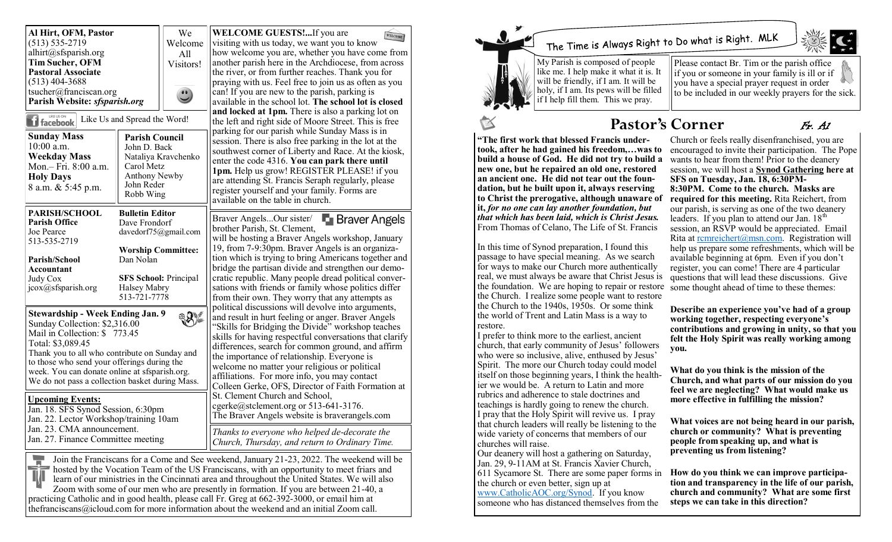**Al Hirt, OFM, Pastor**
(513) 535-2719
alhirt@sfsparish.org
**Tim Sucher, OFM**
**Pastoral Associate**
(513) 404-3688
tsucher@franciscan.org
**Parish Website: *sfsparish.org***

We Welcome All Visitors!

Like Us and Spread the Word!

**Sunday Mass**
10:00 a.m.
**Weekday Mass**
Mon.– Fri. 8:00 a.m.
**Holy Days**
8 a.m. & 5:45 p.m.

**Parish Council**
John D. Back
Nataliya Kravchenko
Carol Metz
Anthony Newby
John Reder
Robb Wing

**PARISH/SCHOOL**
**Parish Office**
Joe Pearce
513-535-2719

**Parish/School Accountant**
Judy Cox
jcox@sfsparish.org

**Bulletin Editor**
Dave Frondorf
davedorf75@gmail.com

**Worship Committee:**
Dan Nolan

**SFS School:** Principal
Halsey Mabry
513-721-7778

**Stewardship - Week Ending Jan. 9**
Sunday Collection: $2,316.00
Mail in Collection: $ 773.45
Total: $3,089.45
Thank you to all who contribute on Sunday and to those who send your offerings during the week. You can donate online at sfsparish.org. We do not pass a collection basket during Mass.

**Upcoming Events:**
Jan. 18. SFS Synod Session, 6:30pm
Jan. 22. Lector Workshop/training 10am
Jan. 23. CMA announcement.
Jan. 27. Finance Committee meeting

**WELCOME GUESTS!...**If you are visiting with us today, we want you to know how welcome you are, whether you have come from another parish here in the Archdiocese, from across the river, or from further reaches. Thank you for praying with us. Feel free to join us as often as you can! If you are new to the parish, parking is available in the school lot. **The school lot is closed and locked at 1pm.** There is also a parking lot on the left and right side of Moore Street. This is free parking for our parish while Sunday Mass is in session. There is also free parking in the lot at the southwest corner of Liberty and Race. At the kiosk, enter the code 4316. **You can park there until 1pm.** Help us grow! REGISTER PLEASE! if you are attending St. Francis Seraph regularly, please register yourself and your family. Forms are available on the table in church.

Braver Angels...Our sister/brother Parish, St. Clement, will be hosting a Braver Angels workshop, January 19, from 7-9:30pm. Braver Angels is an organization which is trying to bring Americans together and bridge the partisan divide and strengthen our democratic republic. Many people dread political conversations with friends or family whose politics differ from their own. They worry that any attempts as political discussions will devolve into arguments, and result in hurt feeling or anger. Braver Angels "Skills for Bridging the Divide" workshop teaches skills for having respectful conversations that clarify differences, search for common ground, and affirm the importance of relationship. Everyone is welcome no matter your religious or political affiliations. For more info, you may contact Colleen Gerke, OFS, Director of Faith Formation at St. Clement Church and School, cgerke@stclement.org or 513-641-3176. The Braver Angels website is braverangels.com

*Thanks to everyone who helped de-decorate the Church, Thursday, and return to Ordinary Time.*

Join the Franciscans for a Come and See weekend, January 21-23, 2022. The weekend will be hosted by the Vocation Team of the US Franciscans, with an opportunity to meet friars and learn of our ministries in the Cincinnati area and throughout the United States. We will also Zoom with some of our men who are presently in formation. If you are between 21-40, a practicing Catholic and in good health, please call Fr. Greg at 662-392-3000, or email him at thefranciscans@icloud.com for more information about the weekend and an initial Zoom call.

The Time is Always Right to Do what is Right. MLK

My Parish is composed of people like me. I help make it what it is. It will be friendly, if I am. It will be holy, if I am. Its pews will be filled if I help fill them. This we pray.

Please contact Br. Tim or the parish office if you or someone in your family is ill or if you have a special prayer request in order to be included in our weekly prayers for the sick.

## Pastor's Corner

*Fr. Al*

**"The first work that blessed Francis undertook, after he had gained his freedom,…was to build a house of God. He did not try to build a new one, but he repaired an old one, restored an ancient one. He did not tear out the foundation, but he built upon it, always reserving to Christ the prerogative, although unaware of it, *for no one can lay another foundation, but that which has been laid, which is Christ Jesus.*** From Thomas of Celano, The Life of St. Francis

In this time of Synod preparation, I found this passage to have special meaning. As we search for ways to make our Church more authentically real, we must always be aware that Christ Jesus is the foundation. We are hoping to repair or restore the Church. I realize some people want to restore the Church to the 1940s, 1950s. Or some think the world of Trent and Latin Mass is a way to restore.

I prefer to think more to the earliest, ancient church, that early community of Jesus' followers who were so inclusive, alive, enthused by Jesus' Spirit. The more our Church today could model itself on those beginning years, I think the healthier we would be. A return to Latin and more rubrics and adherence to stale doctrines and teachings is hardly going to renew the church.

I pray that the Holy Spirit will revive us. I pray that church leaders will really be listening to the wide variety of concerns that members of our churches will raise.

Our deanery will host a gathering on Saturday, Jan. 29, 9-11AM at St. Francis Xavier Church, 611 Sycamore St. There are some paper forms in the church or even better, sign up at www.CatholicAOC.org/Synod. If you know someone who has distanced themselves from the Church or feels really disenfranchised, you are encouraged to invite their participation. The Pope wants to hear from them! Prior to the deanery session, we will host a **Synod Gathering here at SFS on Tuesday, Jan. 18, 6:30PM-8:30PM. Come to the church. Masks are required for this meeting.** Rita Reichert, from our parish, is serving as one of the two deanery leaders. If you plan to attend our Jan. 18th session, an RSVP would be appreciated. Email Rita at rcmreichert@msn.com. Registration will help us prepare some refreshments, which will be available beginning at 6pm. Even if you don't register, you can come! There are 4 particular questions that will lead these discussions. Give some thought ahead of time to these themes:

**Describe an experience you've had of a group working together, respecting everyone's contributions and growing in unity, so that you felt the Holy Spirit was really working among you.**

**What do you think is the mission of the Church, and what parts of our mission do you feel we are neglecting? What would make us more effective in fulfilling the mission?**

**What voices are not being heard in our parish, church or community? What is preventing people from speaking up, and what is preventing us from listening?**

**How do you think we can improve participation and transparency in the life of our parish, church and community? What are some first steps we can take in this direction?**